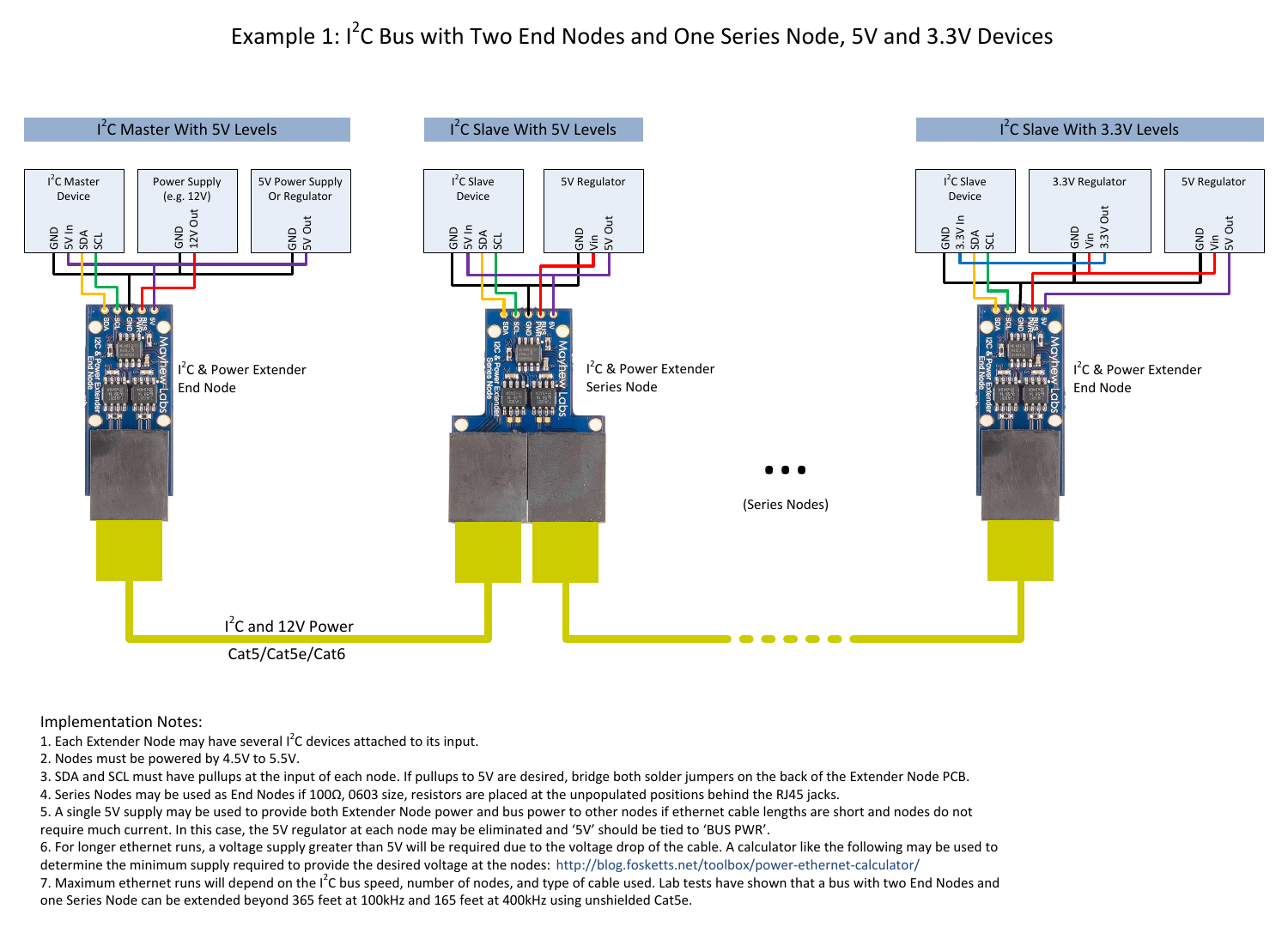# Example 1: I²C Bus with Two End Nodes and One Series Node, 5V and 3.3V Devices

I²C Master With 5V Levels

I²C Master Device — GND, 5V In, SDA, SCL

Power Supply (e.g. 12V) — GND, 12V Out

5V Power Supply Or Regulator — GND, 5V Out

I²C & Power Extender End Node

I²C Slave With 5V Levels

I²C Slave Device — GND, 5V In, SDA, SCL

5V Regulator — GND, Vin, 5V Out

I²C & Power Extender Series Node

I²C Slave With 3.3V Levels

I²C Slave Device — GND, 3.3V In, SDA, SCL

3.3V Regulator — GND, Vin, 3.3V Out

5V Regulator — GND, Vin, 5V Out

I²C & Power Extender End Node

(Series Nodes)

I²C and 12V Power

Cat5/Cat5e/Cat6

Implementation Notes:

1. Each Extender Node may have several I²C devices attached to its input.
2. Nodes must be powered by 4.5V to 5.5V.
3. SDA and SCL must have pullups at the input of each node. If pullups to 5V are desired, bridge both solder jumpers on the back of the Extender Node PCB.
4. Series Nodes may be used as End Nodes if 100Ω, 0603 size, resistors are placed at the unpopulated positions behind the RJ45 jacks.
5. A single 5V supply may be used to provide both Extender Node power and bus power to other nodes if ethernet cable lengths are short and nodes do not require much current. In this case, the 5V regulator at each node may be eliminated and '5V' should be tied to 'BUS PWR'.
6. For longer ethernet runs, a voltage supply greater than 5V will be required due to the voltage drop of the cable. A calculator like the following may be used to determine the minimum supply required to provide the desired voltage at the nodes: http://blog.fosketts.net/toolbox/power-ethernet-calculator/
7. Maximum ethernet runs will depend on the I²C bus speed, number of nodes, and type of cable used. Lab tests have shown that a bus with two End Nodes and one Series Node can be extended beyond 365 feet at 100kHz and 165 feet at 400kHz using unshielded Cat5e.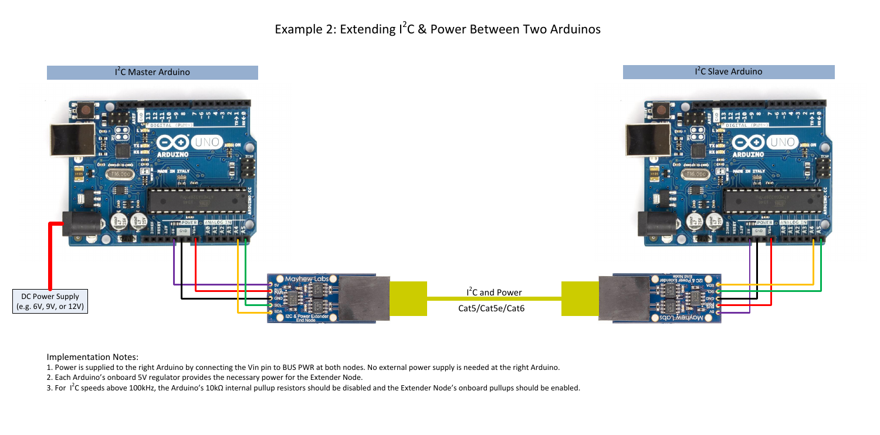# Example 2: Extending $I^2C$ & Power Between Two Arduinos

$I^2C$ Master Arduino

$I^2C$ Slave Arduino

DC Power Supply
(e.g. 6V, 9V, or 12V)

$I^2C$ and Power

Cat5/Cat5e/Cat6

Implementation Notes:

1. Power is supplied to the right Arduino by connecting the Vin pin to BUS PWR at both nodes. No external power supply is needed at the right Arduino.
2. Each Arduino's onboard 5V regulator provides the necessary power for the Extender Node.
3. For $I^2C$ speeds above 100kHz, the Arduino's 10kΩ internal pullup resistors should be disabled and the Extender Node's onboard pullups should be enabled.